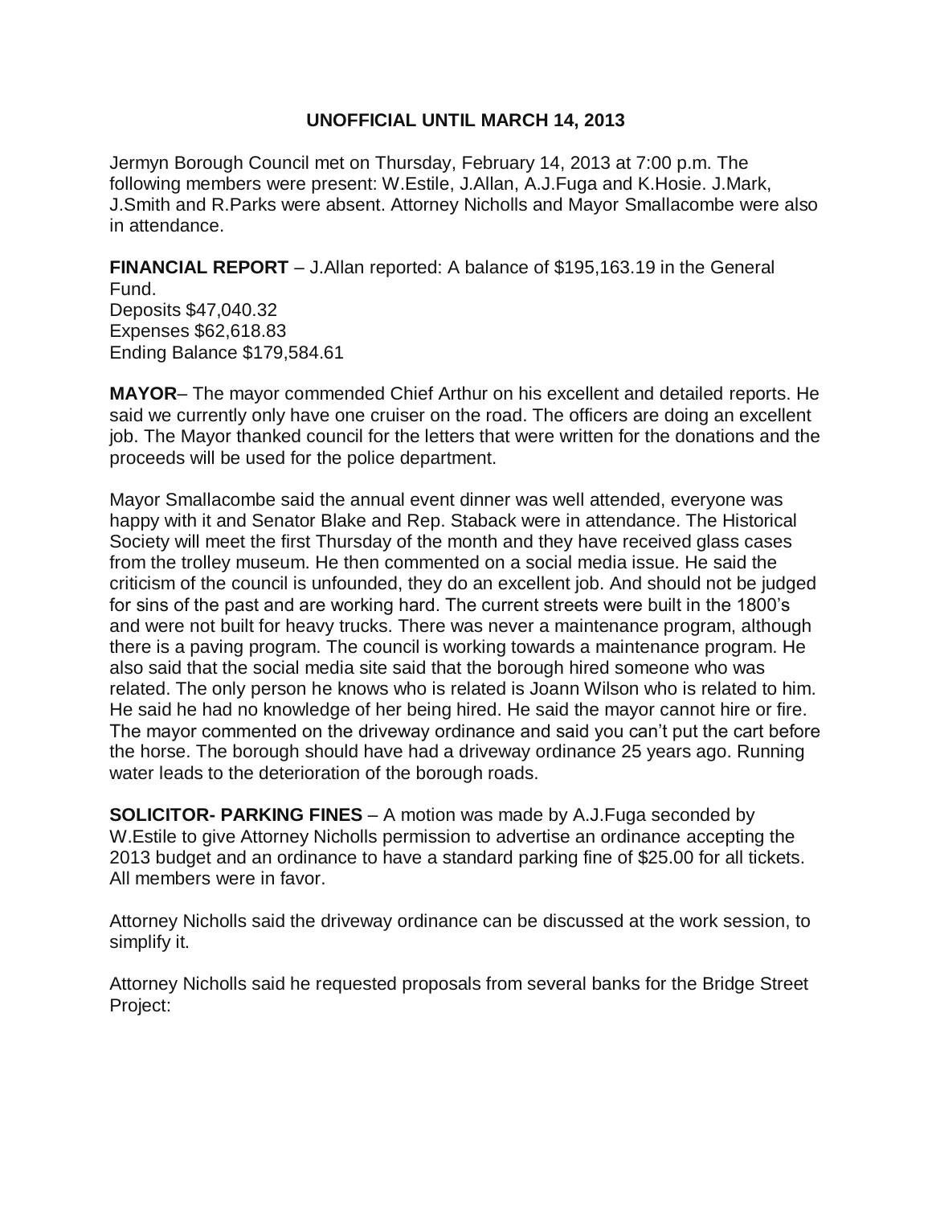**UNOFFICIAL UNTIL MARCH 14, 2013**

Jermyn Borough Council met on Thursday, February 14, 2013 at 7:00 p.m. The following members were present: W.Estile, J.Allan, A.J.Fuga and K.Hosie. J.Mark, J.Smith and R.Parks were absent. Attorney Nicholls and Mayor Smallacombe were also in attendance.

**FINANCIAL REPORT** – J.Allan reported: A balance of $195,163.19 in the General Fund.
Deposits $47,040.32
Expenses $62,618.83
Ending Balance $179,584.61

**MAYOR**– The mayor commended Chief Arthur on his excellent and detailed reports. He said we currently only have one cruiser on the road. The officers are doing an excellent job. The Mayor thanked council for the letters that were written for the donations and the proceeds will be used for the police department.

Mayor Smallacombe said the annual event dinner was well attended, everyone was happy with it and Senator Blake and Rep. Staback were in attendance. The Historical Society will meet the first Thursday of the month and they have received glass cases from the trolley museum. He then commented on a social media issue. He said the criticism of the council is unfounded, they do an excellent job. And should not be judged for sins of the past and are working hard. The current streets were built in the 1800's and were not built for heavy trucks. There was never a maintenance program, although there is a paving program. The council is working towards a maintenance program. He also said that the social media site said that the borough hired someone who was related. The only person he knows who is related is Joann Wilson who is related to him. He said he had no knowledge of her being hired. He said the mayor cannot hire or fire. The mayor commented on the driveway ordinance and said you can't put the cart before the horse. The borough should have had a driveway ordinance 25 years ago. Running water leads to the deterioration of the borough roads.

**SOLICITOR- PARKING FINES** – A motion was made by A.J.Fuga seconded by W.Estile to give Attorney Nicholls permission to advertise an ordinance accepting the 2013 budget and an ordinance to have a standard parking fine of $25.00 for all tickets. All members were in favor.

Attorney Nicholls said the driveway ordinance can be discussed at the work session, to simplify it.

Attorney Nicholls said he requested proposals from several banks for the Bridge Street Project: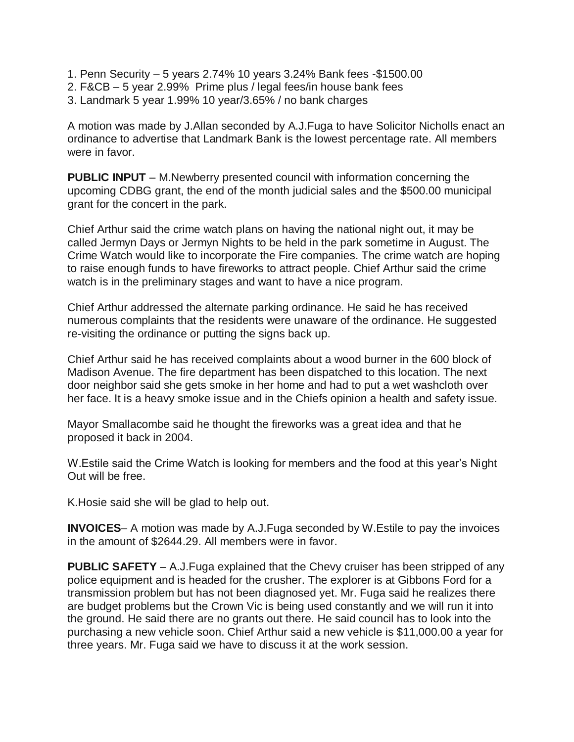1. Penn Security – 5 years 2.74% 10 years 3.24% Bank fees -$1500.00
2. F&CB – 5 year 2.99% Prime plus / legal fees/in house bank fees
3. Landmark 5 year 1.99% 10 year/3.65% / no bank charges

A motion was made by J.Allan seconded by A.J.Fuga to have Solicitor Nicholls enact an ordinance to advertise that Landmark Bank is the lowest percentage rate. All members were in favor.

**PUBLIC INPUT** – M.Newberry presented council with information concerning the upcoming CDBG grant, the end of the month judicial sales and the $500.00 municipal grant for the concert in the park.

Chief Arthur said the crime watch plans on having the national night out, it may be called Jermyn Days or Jermyn Nights to be held in the park sometime in August. The Crime Watch would like to incorporate the Fire companies. The crime watch are hoping to raise enough funds to have fireworks to attract people. Chief Arthur said the crime watch is in the preliminary stages and want to have a nice program.

Chief Arthur addressed the alternate parking ordinance. He said he has received numerous complaints that the residents were unaware of the ordinance. He suggested re-visiting the ordinance or putting the signs back up.

Chief Arthur said he has received complaints about a wood burner in the 600 block of Madison Avenue. The fire department has been dispatched to this location. The next door neighbor said she gets smoke in her home and had to put a wet washcloth over her face. It is a heavy smoke issue and in the Chiefs opinion a health and safety issue.

Mayor Smallacombe said he thought the fireworks was a great idea and that he proposed it back in 2004.

W.Estile said the Crime Watch is looking for members and the food at this year's Night Out will be free.

K.Hosie said she will be glad to help out.

**INVOICES**– A motion was made by A.J.Fuga seconded by W.Estile to pay the invoices in the amount of $2644.29. All members were in favor.

**PUBLIC SAFETY** – A.J.Fuga explained that the Chevy cruiser has been stripped of any police equipment and is headed for the crusher. The explorer is at Gibbons Ford for a transmission problem but has not been diagnosed yet. Mr. Fuga said he realizes there are budget problems but the Crown Vic is being used constantly and we will run it into the ground. He said there are no grants out there. He said council has to look into the purchasing a new vehicle soon. Chief Arthur said a new vehicle is $11,000.00 a year for three years. Mr. Fuga said we have to discuss it at the work session.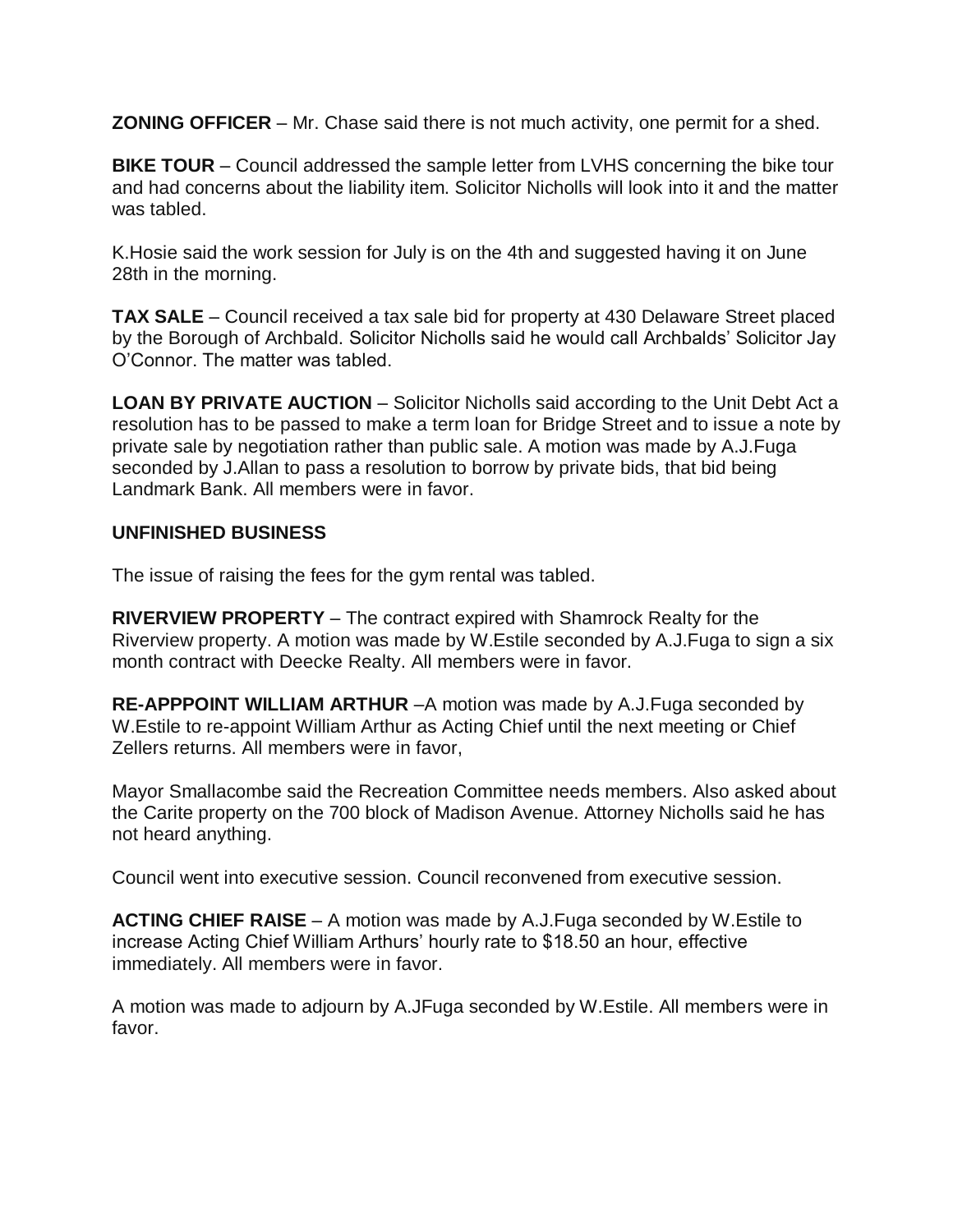**ZONING OFFICER** – Mr. Chase said there is not much activity, one permit for a shed.

**BIKE TOUR** – Council addressed the sample letter from LVHS concerning the bike tour and had concerns about the liability item. Solicitor Nicholls will look into it and the matter was tabled.

K.Hosie said the work session for July is on the 4th and suggested having it on June 28th in the morning.

**TAX SALE** – Council received a tax sale bid for property at 430 Delaware Street placed by the Borough of Archbald. Solicitor Nicholls said he would call Archbalds' Solicitor Jay O'Connor. The matter was tabled.

**LOAN BY PRIVATE AUCTION** – Solicitor Nicholls said according to the Unit Debt Act a resolution has to be passed to make a term loan for Bridge Street and to issue a note by private sale by negotiation rather than public sale. A motion was made by A.J.Fuga seconded by J.Allan to pass a resolution to borrow by private bids, that bid being Landmark Bank. All members were in favor.

**UNFINISHED BUSINESS**

The issue of raising the fees for the gym rental was tabled.

**RIVERVIEW PROPERTY** – The contract expired with Shamrock Realty for the Riverview property. A motion was made by W.Estile seconded by A.J.Fuga to sign a six month contract with Deecke Realty. All members were in favor.

**RE-APPPOINT WILLIAM ARTHUR** –A motion was made by A.J.Fuga seconded by W.Estile to re-appoint William Arthur as Acting Chief until the next meeting or Chief Zellers returns. All members were in favor,

Mayor Smallacombe said the Recreation Committee needs members. Also asked about the Carite property on the 700 block of Madison Avenue. Attorney Nicholls said he has not heard anything.

Council went into executive session. Council reconvened from executive session.

**ACTING CHIEF RAISE** – A motion was made by A.J.Fuga seconded by W.Estile to increase Acting Chief William Arthurs' hourly rate to $18.50 an hour, effective immediately. All members were in favor.

A motion was made to adjourn by A.JFuga seconded by W.Estile. All members were in favor.